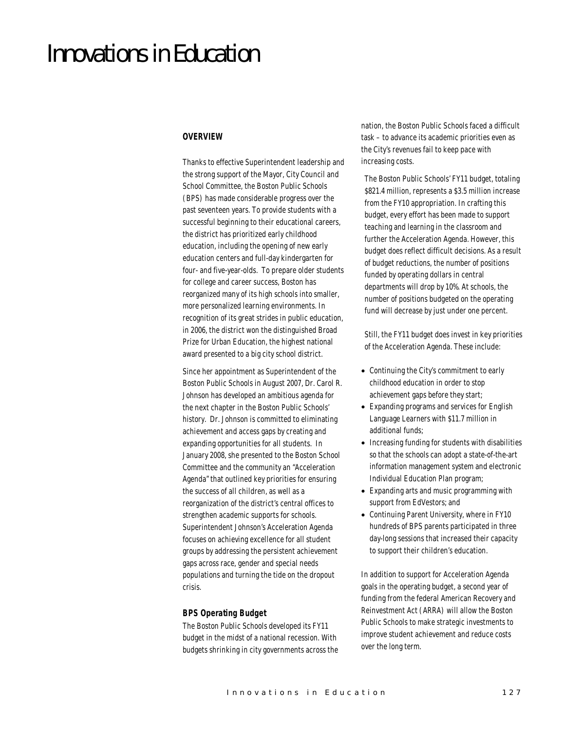# Innovations in Education

## OVERVIEW

Thanks to effective Superintendent leadership and the strong support of the Mayor, City Council and School Committee, the Boston Public Schools (BPS) has made considerable progress over the past seventeen years. To provide students with a successful beginning to their educational careers, the district has prioritized early childhood education, including the opening of new early education centers and full-day kindergarten for four- and five-year-olds. To prepare older students for college and career success, Boston has reorganized many of its high schools into smaller, more personalized learning environments. In recognition of its great strides in public education, in 2006, the district won the distinguished Broad Prize for Urban Education, the highest national award presented to a big city school district.

Since her appointment as Superintendent of the Boston Public Schools in August 2007, Dr. Carol R. Johnson has developed an ambitious agenda for the next chapter in the Boston Public Schools' history. Dr. Johnson is committed to eliminating achievement and access gaps by creating and expanding opportunities for all students. In January 2008, she presented to the Boston School Committee and the community an "Acceleration Agenda" that outlined key priorities for ensuring the success of all children, as well as a reorganization of the district's central offices to strengthen academic supports for schools. Superintendent Johnson's Acceleration Agenda focuses on achieving excellence for all student groups by addressing the persistent achievement gaps across race, gender and special needs populations and turning the tide on the dropout crisis.

### BPS Operating Budget

The Boston Public Schools developed its FY11 budget in the midst of a national recession. With budgets shrinking in city governments across the nation, the Boston Public Schools faced a difficult task – to advance its academic priorities even as the City's revenues fail to keep pace with increasing costs.

The Boston Public Schools' FY11 budget, totaling $821.4 million, represents a $3.5 million increase from the FY10 appropriation. In crafting this budget, every effort has been made to support teaching and learning in the classroom and further the Acceleration Agenda. However, this budget does reflect difficult decisions. As a result of budget reductions, the number of positions funded by operating dollars in central departments will drop by 10%. At schools, the number of positions budgeted on the operating fund will decrease by just under one percent.

Still, the FY11 budget does invest in key priorities of the Acceleration Agenda. These include:

- Continuing the City's commitment to early childhood education in order to stop achievement gaps before they start;
- Expanding programs and services for English Language Learners with $11.7 million in additional funds;
- Increasing funding for students with disabilities so that the schools can adopt a state-of-the-art information management system and electronic Individual Education Plan program;
- Expanding arts and music programming with support from EdVestors; and
- Continuing Parent University, where in FY10 hundreds of BPS parents participated in three day-long sessions that increased their capacity to support their children's education.

In addition to support for Acceleration Agenda goals in the operating budget, a second year of funding from the federal American Recovery and Reinvestment Act (ARRA) will allow the Boston Public Schools to make strategic investments to improve student achievement and reduce costs over the long term.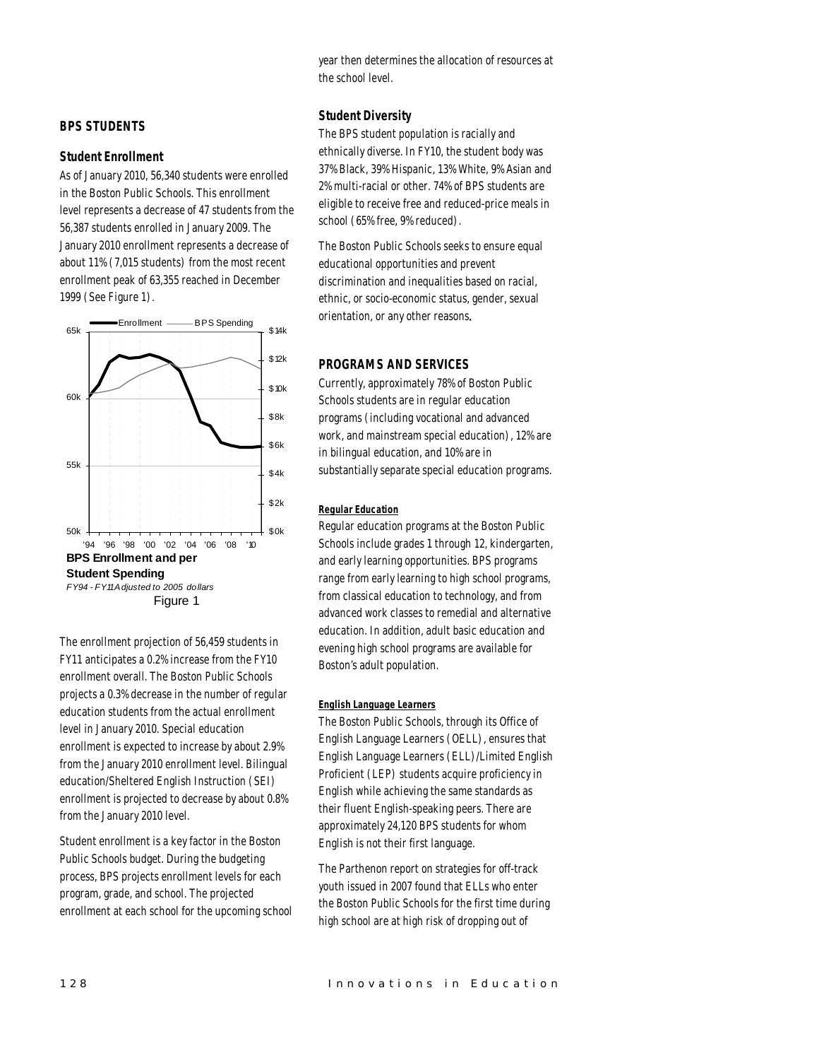## BPS STUDENTS

### Student Enrollment

As of January 2010, 56,340 students were enrolled in the Boston Public Schools. This enrollment level represents a decrease of 47 students from the 56,387 students enrolled in January 2009. The January 2010 enrollment represents a decrease of about 11% (7,015 students) from the most recent enrollment peak of 63,355 reached in December 1999 (See Figure 1).

**BPS Enrollment and per Student Spending**
*FY94 - FY11 Adjusted to 2005 dollars*
Figure 1

The enrollment projection of 56,459 students in FY11 anticipates a 0.2% increase from the FY10 enrollment overall. The Boston Public Schools projects a 0.3% decrease in the number of regular education students from the actual enrollment level in January 2010. Special education enrollment is expected to increase by about 2.9% from the January 2010 enrollment level. Bilingual education/Sheltered English Instruction (SEI) enrollment is projected to decrease by about 0.8% from the January 2010 level.

Student enrollment is a key factor in the Boston Public Schools budget. During the budgeting process, BPS projects enrollment levels for each program, grade, and school. The projected enrollment at each school for the upcoming school year then determines the allocation of resources at the school level.

### Student Diversity

The BPS student population is racially and ethnically diverse. In FY10, the student body was 37% Black, 39% Hispanic, 13% White, 9% Asian and 2% multi-racial or other. 74% of BPS students are eligible to receive free and reduced-price meals in school (65% free, 9% reduced).

The Boston Public Schools seeks to ensure equal educational opportunities and prevent discrimination and inequalities based on racial, ethnic, or socio-economic status, gender, sexual orientation, or any other reasons.

## PROGRAMS AND SERVICES

Currently, approximately 78% of Boston Public Schools students are in regular education programs (including vocational and advanced work, and mainstream special education), 12% are in bilingual education, and 10% are in substantially separate special education programs.

#### Regular Education

Regular education programs at the Boston Public Schools include grades 1 through 12, kindergarten, and early learning opportunities. BPS programs range from early learning to high school programs, from classical education to technology, and from advanced work classes to remedial and alternative education. In addition, adult basic education and evening high school programs are available for Boston's adult population.

#### English Language Learners

The Boston Public Schools, through its Office of English Language Learners (OELL), ensures that English Language Learners (ELL)/Limited English Proficient (LEP) students acquire proficiency in English while achieving the same standards as their fluent English-speaking peers. There are approximately 24,120 BPS students for whom English is not their first language.

The Parthenon report on strategies for off-track youth issued in 2007 found that ELLs who enter the Boston Public Schools for the first time during high school are at high risk of dropping out of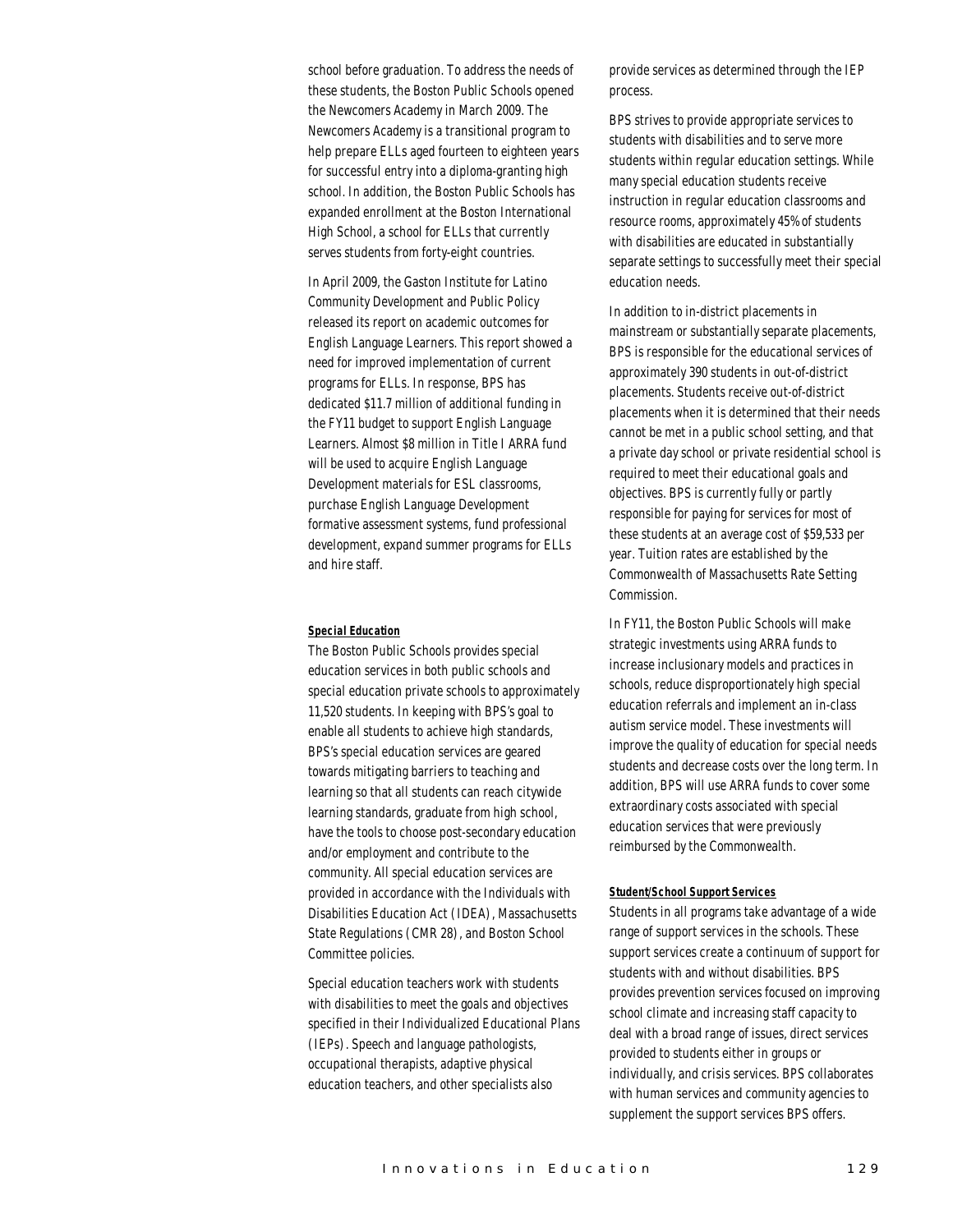school before graduation. To address the needs of these students, the Boston Public Schools opened the Newcomers Academy in March 2009. The Newcomers Academy is a transitional program to help prepare ELLs aged fourteen to eighteen years for successful entry into a diploma-granting high school. In addition, the Boston Public Schools has expanded enrollment at the Boston International High School, a school for ELLs that currently serves students from forty-eight countries.

In April 2009, the Gaston Institute for Latino Community Development and Public Policy released its report on academic outcomes for English Language Learners. This report showed a need for improved implementation of current programs for ELLs. In response, BPS has dedicated $11.7 million of additional funding in the FY11 budget to support English Language Learners. Almost $8 million in Title I ARRA fund will be used to acquire English Language Development materials for ESL classrooms, purchase English Language Development formative assessment systems, fund professional development, expand summer programs for ELLs and hire staff.

#### ***Special Education***

The Boston Public Schools provides special education services in both public schools and special education private schools to approximately 11,520 students. In keeping with BPS's goal to enable all students to achieve high standards, BPS's special education services are geared towards mitigating barriers to teaching and learning so that all students can reach citywide learning standards, graduate from high school, have the tools to choose post-secondary education and/or employment and contribute to the community. All special education services are provided in accordance with the Individuals with Disabilities Education Act (IDEA), Massachusetts State Regulations (CMR 28), and Boston School Committee policies.

Special education teachers work with students with disabilities to meet the goals and objectives specified in their Individualized Educational Plans (IEPs). Speech and language pathologists, occupational therapists, adaptive physical education teachers, and other specialists also provide services as determined through the IEP process.

BPS strives to provide appropriate services to students with disabilities and to serve more students within regular education settings. While many special education students receive instruction in regular education classrooms and resource rooms, approximately 45% of students with disabilities are educated in substantially separate settings to successfully meet their special education needs.

In addition to in-district placements in mainstream or substantially separate placements, BPS is responsible for the educational services of approximately 390 students in out-of-district placements. Students receive out-of-district placements when it is determined that their needs cannot be met in a public school setting, and that a private day school or private residential school is required to meet their educational goals and objectives. BPS is currently fully or partly responsible for paying for services for most of these students at an average cost of $59,533 per year. Tuition rates are established by the Commonwealth of Massachusetts Rate Setting Commission.

In FY11, the Boston Public Schools will make strategic investments using ARRA funds to increase inclusionary models and practices in schools, reduce disproportionately high special education referrals and implement an in-class autism service model. These investments will improve the quality of education for special needs students and decrease costs over the long term. In addition, BPS will use ARRA funds to cover some extraordinary costs associated with special education services that were previously reimbursed by the Commonwealth.

#### ***Student/School Support Services***

Students in all programs take advantage of a wide range of support services in the schools. These support services create a continuum of support for students with and without disabilities. BPS provides prevention services focused on improving school climate and increasing staff capacity to deal with a broad range of issues, direct services provided to students either in groups or individually, and crisis services. BPS collaborates with human services and community agencies to supplement the support services BPS offers.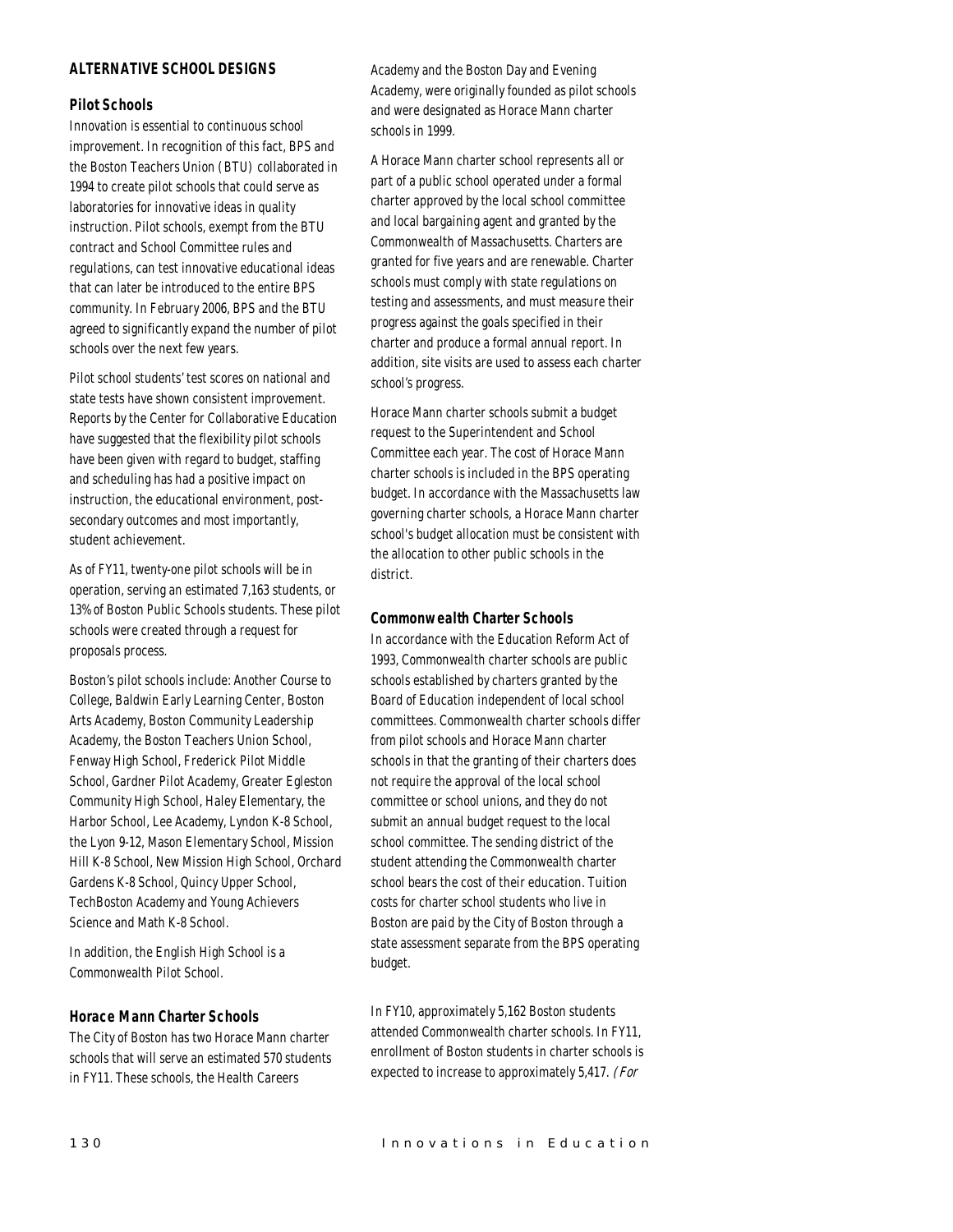## ALTERNATIVE SCHOOL DESIGNS

### Pilot Schools

Innovation is essential to continuous school improvement. In recognition of this fact, BPS and the Boston Teachers Union (BTU) collaborated in 1994 to create pilot schools that could serve as laboratories for innovative ideas in quality instruction. Pilot schools, exempt from the BTU contract and School Committee rules and regulations, can test innovative educational ideas that can later be introduced to the entire BPS community. In February 2006, BPS and the BTU agreed to significantly expand the number of pilot schools over the next few years.

Pilot school students' test scores on national and state tests have shown consistent improvement. Reports by the Center for Collaborative Education have suggested that the flexibility pilot schools have been given with regard to budget, staffing and scheduling has had a positive impact on instruction, the educational environment, post-secondary outcomes and most importantly, student achievement.

As of FY11, twenty-one pilot schools will be in operation, serving an estimated 7,163 students, or 13% of Boston Public Schools students. These pilot schools were created through a request for proposals process.

Boston's pilot schools include: Another Course to College, Baldwin Early Learning Center, Boston Arts Academy, Boston Community Leadership Academy, the Boston Teachers Union School, Fenway High School, Frederick Pilot Middle School, Gardner Pilot Academy, Greater Egleston Community High School, Haley Elementary, the Harbor School, Lee Academy, Lyndon K-8 School, the Lyon 9-12, Mason Elementary School, Mission Hill K-8 School, New Mission High School, Orchard Gardens K-8 School, Quincy Upper School, TechBoston Academy and Young Achievers Science and Math K-8 School.

In addition, the English High School is a Commonwealth Pilot School.

### Horace Mann Charter Schools

The City of Boston has two Horace Mann charter schools that will serve an estimated 570 students in FY11. These schools, the Health Careers Academy and the Boston Day and Evening Academy, were originally founded as pilot schools and were designated as Horace Mann charter schools in 1999.

A Horace Mann charter school represents all or part of a public school operated under a formal charter approved by the local school committee and local bargaining agent and granted by the Commonwealth of Massachusetts. Charters are granted for five years and are renewable. Charter schools must comply with state regulations on testing and assessments, and must measure their progress against the goals specified in their charter and produce a formal annual report. In addition, site visits are used to assess each charter school's progress.

Horace Mann charter schools submit a budget request to the Superintendent and School Committee each year. The cost of Horace Mann charter schools is included in the BPS operating budget. In accordance with the Massachusetts law governing charter schools, a Horace Mann charter school's budget allocation must be consistent with the allocation to other public schools in the district.

### Commonwealth Charter Schools

In accordance with the Education Reform Act of 1993, Commonwealth charter schools are public schools established by charters granted by the Board of Education independent of local school committees. Commonwealth charter schools differ from pilot schools and Horace Mann charter schools in that the granting of their charters does not require the approval of the local school committee or school unions, and they do not submit an annual budget request to the local school committee. The sending district of the student attending the Commonwealth charter school bears the cost of their education. Tuition costs for charter school students who live in Boston are paid by the City of Boston through a state assessment separate from the BPS operating budget.

In FY10, approximately 5,162 Boston students attended Commonwealth charter schools. In FY11, enrollment of Boston students in charter schools is expected to increase to approximately 5,417. *(For*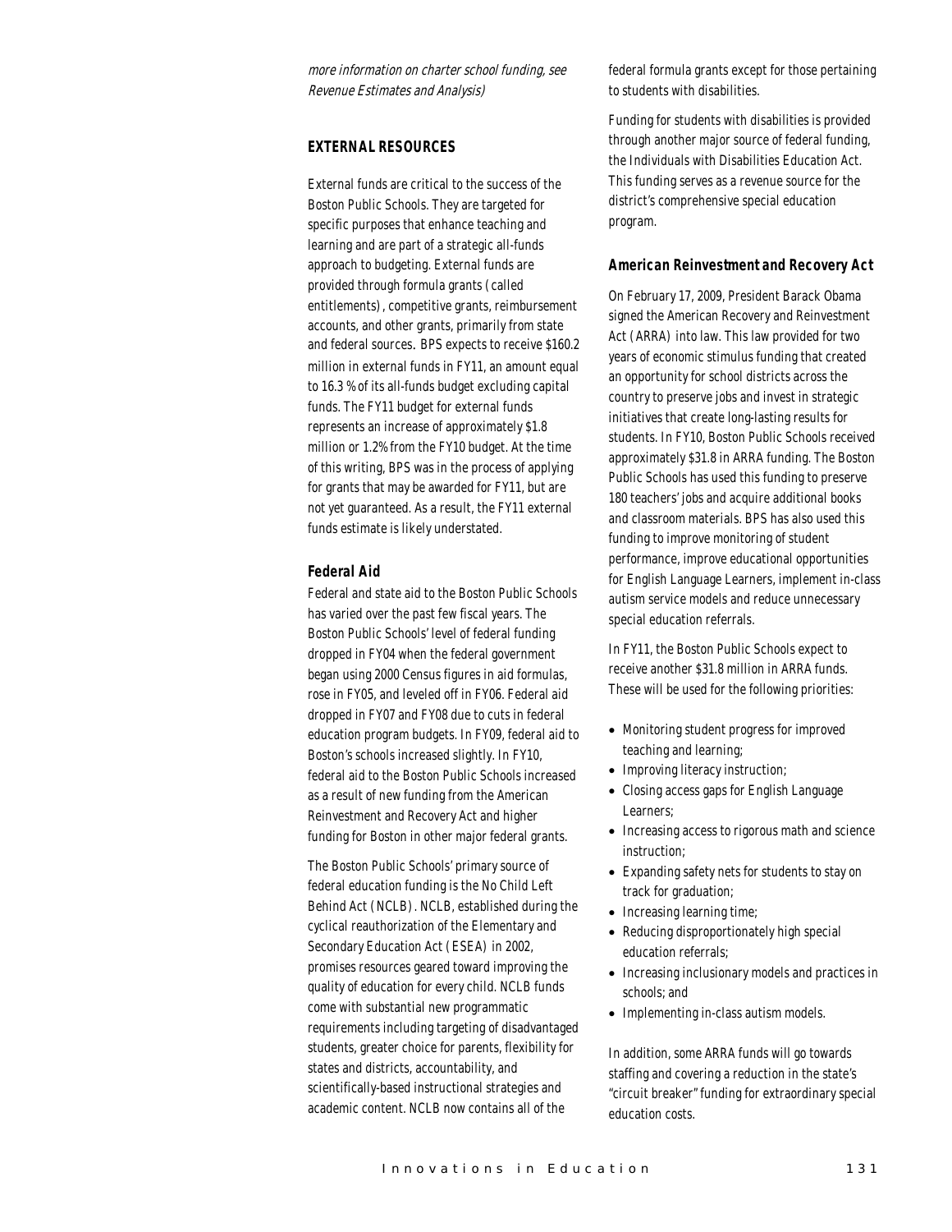*more information on charter school funding, see Revenue Estimates and Analysis)*

## EXTERNAL RESOURCES

External funds are critical to the success of the Boston Public Schools. They are targeted for specific purposes that enhance teaching and learning and are part of a strategic all-funds approach to budgeting. External funds are provided through formula grants (called entitlements), competitive grants, reimbursement accounts, and other grants, primarily from state and federal sources. BPS expects to receive $160.2 million in external funds in FY11, an amount equal to 16.3% of its all-funds budget excluding capital funds. The FY11 budget for external funds represents an increase of approximately $1.8 million or 1.2% from the FY10 budget. At the time of this writing, BPS was in the process of applying for grants that may be awarded for FY11, but are not yet guaranteed. As a result, the FY11 external funds estimate is likely understated.

### Federal Aid

Federal and state aid to the Boston Public Schools has varied over the past few fiscal years. The Boston Public Schools' level of federal funding dropped in FY04 when the federal government began using 2000 Census figures in aid formulas, rose in FY05, and leveled off in FY06. Federal aid dropped in FY07 and FY08 due to cuts in federal education program budgets. In FY09, federal aid to Boston's schools increased slightly. In FY10, federal aid to the Boston Public Schools increased as a result of new funding from the American Reinvestment and Recovery Act and higher funding for Boston in other major federal grants.

The Boston Public Schools' primary source of federal education funding is the No Child Left Behind Act (NCLB). NCLB, established during the cyclical reauthorization of the Elementary and Secondary Education Act (ESEA) in 2002, promises resources geared toward improving the quality of education for every child. NCLB funds come with substantial new programmatic requirements including targeting of disadvantaged students, greater choice for parents, flexibility for states and districts, accountability, and scientifically-based instructional strategies and academic content. NCLB now contains all of the federal formula grants except for those pertaining to students with disabilities.

Funding for students with disabilities is provided through another major source of federal funding, the Individuals with Disabilities Education Act. This funding serves as a revenue source for the district's comprehensive special education program.

### American Reinvestment and Recovery Act

On February 17, 2009, President Barack Obama signed the American Recovery and Reinvestment Act (ARRA) into law. This law provided for two years of economic stimulus funding that created an opportunity for school districts across the country to preserve jobs and invest in strategic initiatives that create long-lasting results for students. In FY10, Boston Public Schools received approximately $31.8 in ARRA funding. The Boston Public Schools has used this funding to preserve 180 teachers' jobs and acquire additional books and classroom materials. BPS has also used this funding to improve monitoring of student performance, improve educational opportunities for English Language Learners, implement in-class autism service models and reduce unnecessary special education referrals.

In FY11, the Boston Public Schools expect to receive another $31.8 million in ARRA funds. These will be used for the following priorities:

- Monitoring student progress for improved teaching and learning;
- Improving literacy instruction;
- Closing access gaps for English Language Learners;
- Increasing access to rigorous math and science instruction;
- Expanding safety nets for students to stay on track for graduation;
- Increasing learning time;
- Reducing disproportionately high special education referrals;
- Increasing inclusionary models and practices in schools; and
- Implementing in-class autism models.

In addition, some ARRA funds will go towards staffing and covering a reduction in the state's "circuit breaker" funding for extraordinary special education costs.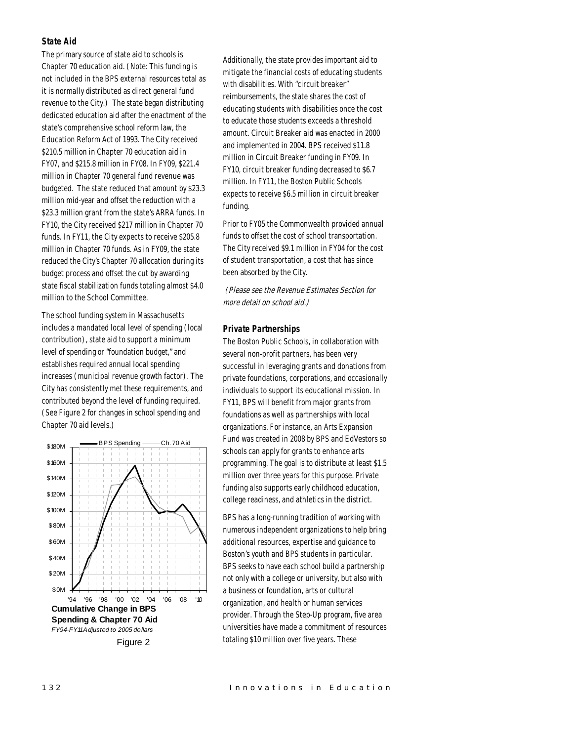### State Aid

The primary source of state aid to schools is Chapter 70 education aid. (Note: This funding is not included in the BPS external resources total as it is normally distributed as direct general fund revenue to the City.) The state began distributing dedicated education aid after the enactment of the state's comprehensive school reform law, the Education Reform Act of 1993. The City received $210.5 million in Chapter 70 education aid in FY07, and $215.8 million in FY08. In FY09, $221.4 million in Chapter 70 general fund revenue was budgeted. The state reduced that amount by $23.3 million mid-year and offset the reduction with a $23.3 million grant from the state's ARRA funds. In FY10, the City received $217 million in Chapter 70 funds. In FY11, the City expects to receive $205.8 million in Chapter 70 funds. As in FY09, the state reduced the City's Chapter 70 allocation during its budget process and offset the cut by awarding state fiscal stabilization funds totaling almost $4.0 million to the School Committee.

The school funding system in Massachusetts includes a mandated local level of spending (local contribution), state aid to support a minimum level of spending or "foundation budget," and establishes required annual local spending increases (municipal revenue growth factor). The City has consistently met these requirements, and contributed beyond the level of funding required. (See Figure 2 for changes in school spending and Chapter 70 aid levels.)

**Cumulative Change in BPS Spending & Chapter 70 Aid**

*FY94-FY11 Adjusted to 2005 dollars*

Figure 2

Additionally, the state provides important aid to mitigate the financial costs of educating students with disabilities. With "circuit breaker" reimbursements, the state shares the cost of educating students with disabilities once the cost to educate those students exceeds a threshold amount. Circuit Breaker aid was enacted in 2000 and implemented in 2004. BPS received $11.8 million in Circuit Breaker funding in FY09. In FY10, circuit breaker funding decreased to $6.7 million. In FY11, the Boston Public Schools expects to receive $6.5 million in circuit breaker funding.

Prior to FY05 the Commonwealth provided annual funds to offset the cost of school transportation. The City received $9.1 million in FY04 for the cost of student transportation, a cost that has since been absorbed by the City.

*(Please see the Revenue Estimates Section for more detail on school aid.)*

### Private Partnerships

The Boston Public Schools, in collaboration with several non-profit partners, has been very successful in leveraging grants and donations from private foundations, corporations, and occasionally individuals to support its educational mission. In FY11, BPS will benefit from major grants from foundations as well as partnerships with local organizations. For instance, an Arts Expansion Fund was created in 2008 by BPS and EdVestors so schools can apply for grants to enhance arts programming. The goal is to distribute at least $1.5 million over three years for this purpose. Private funding also supports early childhood education, college readiness, and athletics in the district.

BPS has a long-running tradition of working with numerous independent organizations to help bring additional resources, expertise and guidance to Boston's youth and BPS students in particular. BPS seeks to have each school build a partnership not only with a college or university, but also with a business or foundation, arts or cultural organization, and health or human services provider. Through the Step-Up program, five area universities have made a commitment of resources totaling $10 million over five years. These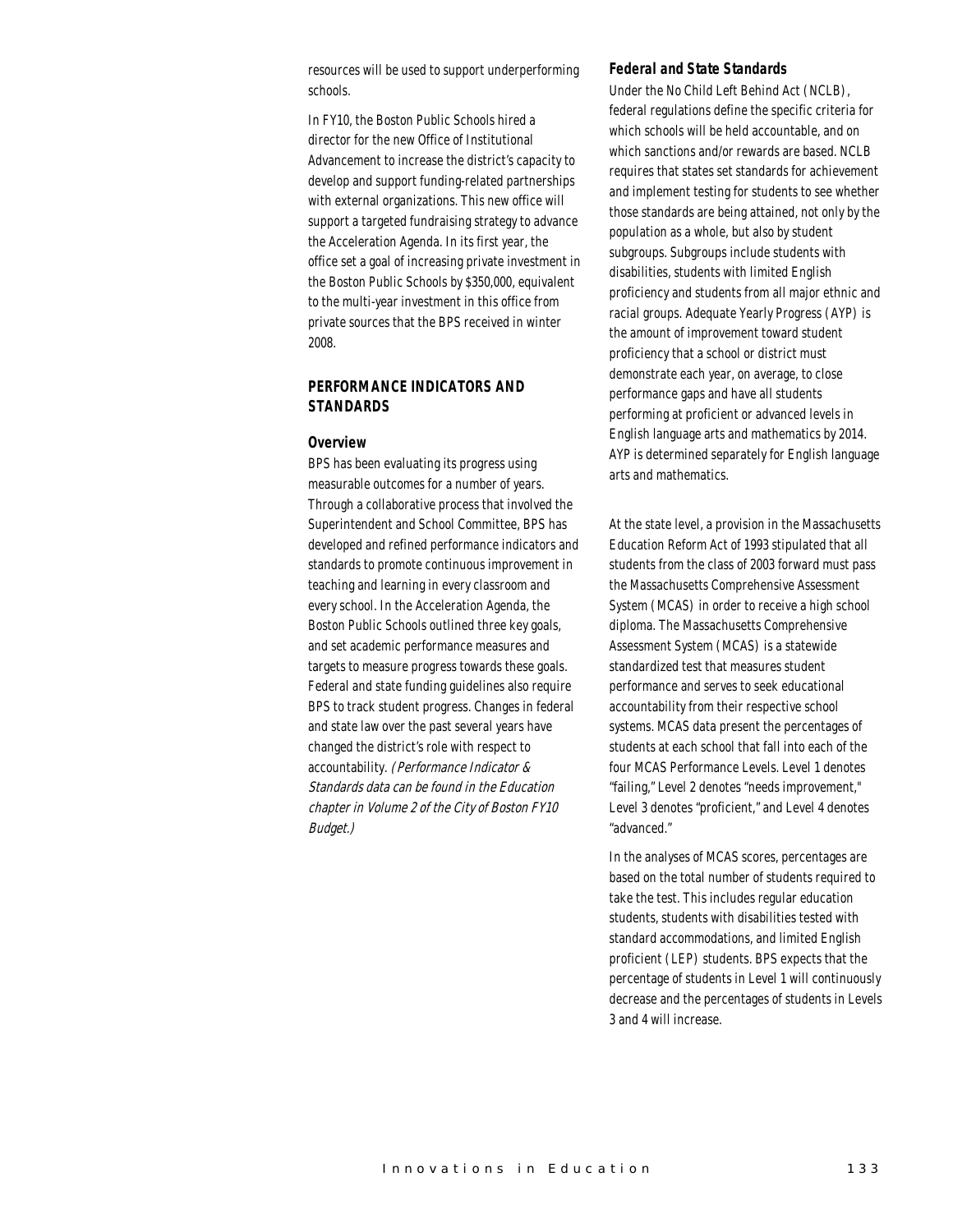resources will be used to support underperforming schools.

In FY10, the Boston Public Schools hired a director for the new Office of Institutional Advancement to increase the district's capacity to develop and support funding-related partnerships with external organizations. This new office will support a targeted fundraising strategy to advance the Acceleration Agenda. In its first year, the office set a goal of increasing private investment in the Boston Public Schools by $350,000, equivalent to the multi-year investment in this office from private sources that the BPS received in winter 2008.

## PERFORMANCE INDICATORS AND STANDARDS

### Overview

BPS has been evaluating its progress using measurable outcomes for a number of years. Through a collaborative process that involved the Superintendent and School Committee, BPS has developed and refined performance indicators and standards to promote continuous improvement in teaching and learning in every classroom and every school. In the Acceleration Agenda, the Boston Public Schools outlined three key goals, and set academic performance measures and targets to measure progress towards these goals. Federal and state funding guidelines also require BPS to track student progress. Changes in federal and state law over the past several years have changed the district's role with respect to accountability. *(Performance Indicator & Standards data can be found in the Education chapter in Volume 2 of the City of Boston FY10 Budget.)*

### Federal and State Standards

Under the No Child Left Behind Act (NCLB), federal regulations define the specific criteria for which schools will be held accountable, and on which sanctions and/or rewards are based. NCLB requires that states set standards for achievement and implement testing for students to see whether those standards are being attained, not only by the population as a whole, but also by student subgroups. Subgroups include students with disabilities, students with limited English proficiency and students from all major ethnic and racial groups. Adequate Yearly Progress (AYP) is the amount of improvement toward student proficiency that a school or district must demonstrate each year, on average, to close performance gaps and have all students performing at proficient or advanced levels in English language arts and mathematics by 2014. AYP is determined separately for English language arts and mathematics.

At the state level, a provision in the Massachusetts Education Reform Act of 1993 stipulated that all students from the class of 2003 forward must pass the Massachusetts Comprehensive Assessment System (MCAS) in order to receive a high school diploma. The Massachusetts Comprehensive Assessment System (MCAS) is a statewide standardized test that measures student performance and serves to seek educational accountability from their respective school systems. MCAS data present the percentages of students at each school that fall into each of the four MCAS Performance Levels. Level 1 denotes "failing," Level 2 denotes "needs improvement," Level 3 denotes "proficient," and Level 4 denotes "advanced."

In the analyses of MCAS scores, percentages are based on the total number of students required to take the test. This includes regular education students, students with disabilities tested with standard accommodations, and limited English proficient (LEP) students. BPS expects that the percentage of students in Level 1 will continuously decrease and the percentages of students in Levels 3 and 4 will increase.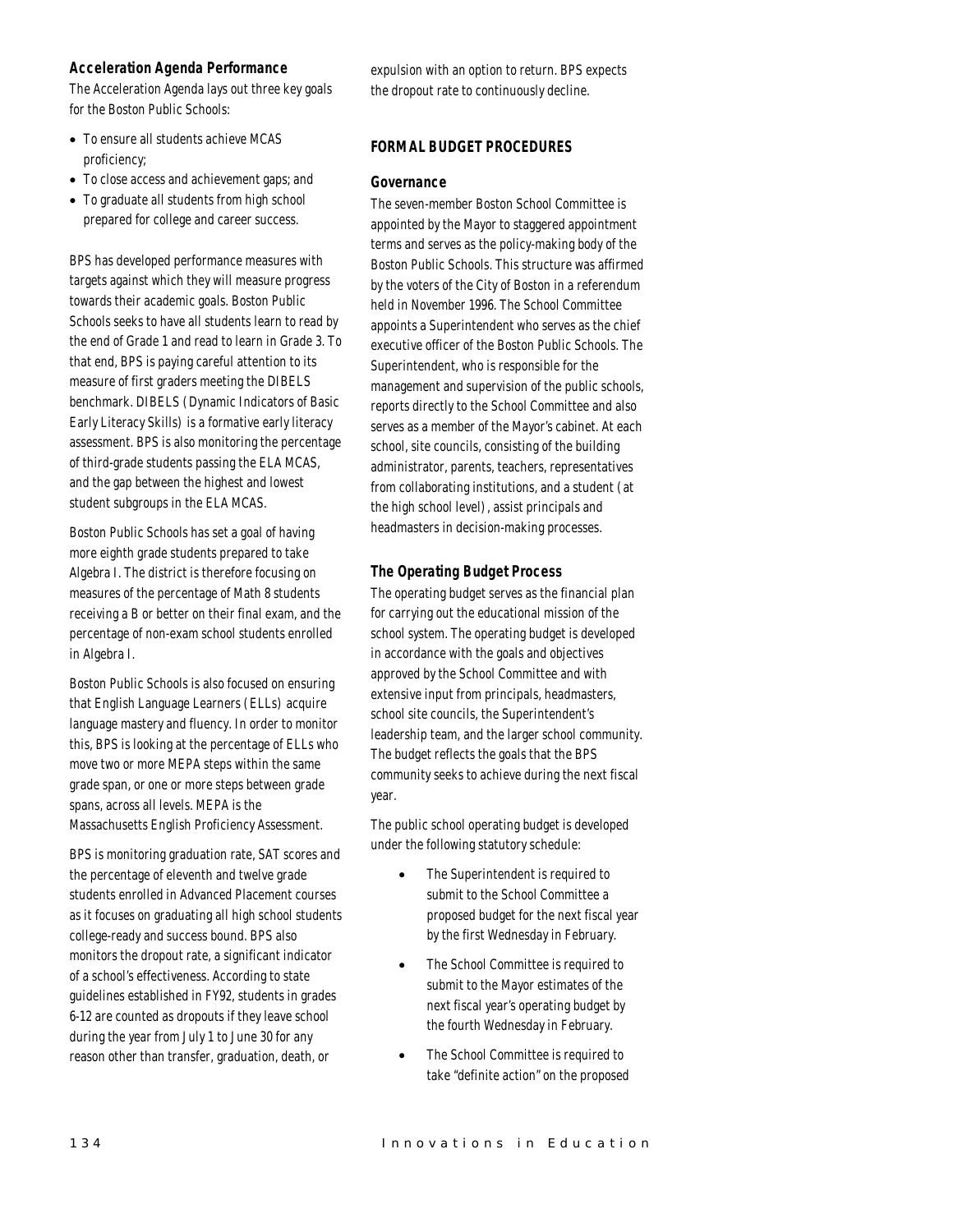### Acceleration Agenda Performance

The Acceleration Agenda lays out three key goals for the Boston Public Schools:

- To ensure all students achieve MCAS proficiency;
- To close access and achievement gaps; and
- To graduate all students from high school prepared for college and career success.

BPS has developed performance measures with targets against which they will measure progress towards their academic goals. Boston Public Schools seeks to have all students learn to read by the end of Grade 1 and read to learn in Grade 3. To that end, BPS is paying careful attention to its measure of first graders meeting the DIBELS benchmark. DIBELS (Dynamic Indicators of Basic Early Literacy Skills) is a formative early literacy assessment. BPS is also monitoring the percentage of third-grade students passing the ELA MCAS, and the gap between the highest and lowest student subgroups in the ELA MCAS.

Boston Public Schools has set a goal of having more eighth grade students prepared to take Algebra I. The district is therefore focusing on measures of the percentage of Math 8 students receiving a B or better on their final exam, and the percentage of non-exam school students enrolled in Algebra I.

Boston Public Schools is also focused on ensuring that English Language Learners (ELLs) acquire language mastery and fluency. In order to monitor this, BPS is looking at the percentage of ELLs who move two or more MEPA steps within the same grade span, or one or more steps between grade spans, across all levels. MEPA is the Massachusetts English Proficiency Assessment.

BPS is monitoring graduation rate, SAT scores and the percentage of eleventh and twelve grade students enrolled in Advanced Placement courses as it focuses on graduating all high school students college-ready and success bound. BPS also monitors the dropout rate, a significant indicator of a school's effectiveness. According to state guidelines established in FY92, students in grades 6-12 are counted as dropouts if they leave school during the year from July 1 to June 30 for any reason other than transfer, graduation, death, or expulsion with an option to return. BPS expects the dropout rate to continuously decline.

## FORMAL BUDGET PROCEDURES

### Governance

The seven-member Boston School Committee is appointed by the Mayor to staggered appointment terms and serves as the policy-making body of the Boston Public Schools. This structure was affirmed by the voters of the City of Boston in a referendum held in November 1996. The School Committee appoints a Superintendent who serves as the chief executive officer of the Boston Public Schools. The Superintendent, who is responsible for the management and supervision of the public schools, reports directly to the School Committee and also serves as a member of the Mayor's cabinet. At each school, site councils, consisting of the building administrator, parents, teachers, representatives from collaborating institutions, and a student (at the high school level), assist principals and headmasters in decision-making processes.

### The Operating Budget Process

The operating budget serves as the financial plan for carrying out the educational mission of the school system. The operating budget is developed in accordance with the goals and objectives approved by the School Committee and with extensive input from principals, headmasters, school site councils, the Superintendent's leadership team, and the larger school community. The budget reflects the goals that the BPS community seeks to achieve during the next fiscal year.

The public school operating budget is developed under the following statutory schedule:

- The Superintendent is required to submit to the School Committee a proposed budget for the next fiscal year by the first Wednesday in February.
- The School Committee is required to submit to the Mayor estimates of the next fiscal year's operating budget by the fourth Wednesday in February.
- The School Committee is required to take "definite action" on the proposed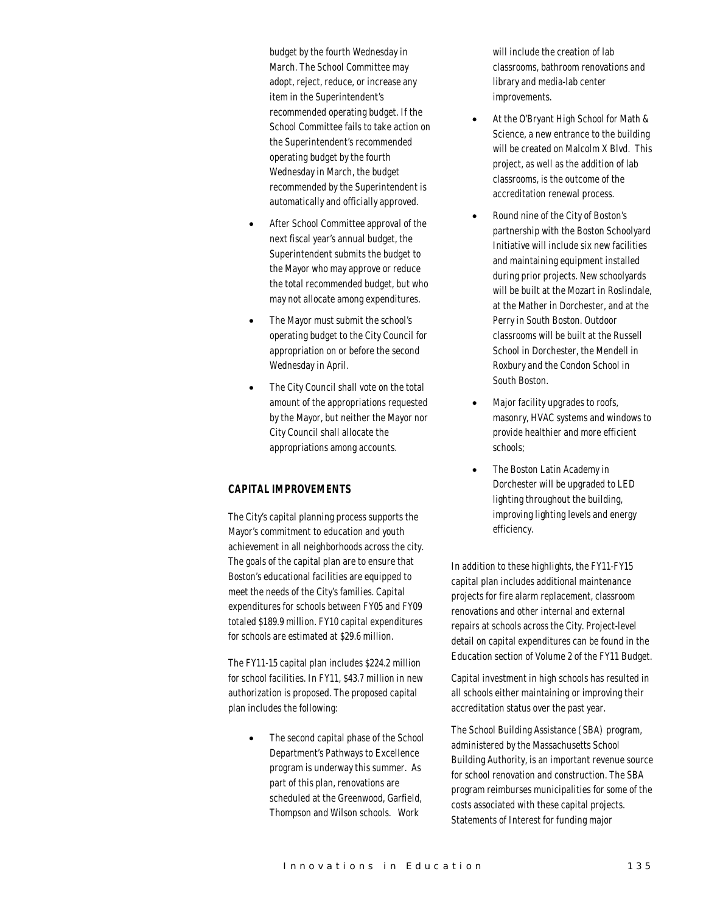budget by the fourth Wednesday in March. The School Committee may adopt, reject, reduce, or increase any item in the Superintendent's recommended operating budget. If the School Committee fails to take action on the Superintendent's recommended operating budget by the fourth Wednesday in March, the budget recommended by the Superintendent is automatically and officially approved.

- After School Committee approval of the next fiscal year's annual budget, the Superintendent submits the budget to the Mayor who may approve or reduce the total recommended budget, but who may not allocate among expenditures.
- The Mayor must submit the school's operating budget to the City Council for appropriation on or before the second Wednesday in April.
- The City Council shall vote on the total amount of the appropriations requested by the Mayor, but neither the Mayor nor City Council shall allocate the appropriations among accounts.

## CAPITAL IMPROVEMENTS

The City's capital planning process supports the Mayor's commitment to education and youth achievement in all neighborhoods across the city. The goals of the capital plan are to ensure that Boston's educational facilities are equipped to meet the needs of the City's families. Capital expenditures for schools between FY05 and FY09 totaled $189.9 million. FY10 capital expenditures for schools are estimated at $29.6 million.

The FY11-15 capital plan includes $224.2 million for school facilities. In FY11, $43.7 million in new authorization is proposed. The proposed capital plan includes the following:

- The second capital phase of the School Department's Pathways to Excellence program is underway this summer. As part of this plan, renovations are scheduled at the Greenwood, Garfield, Thompson and Wilson schools. Work will include the creation of lab classrooms, bathroom renovations and library and media-lab center improvements.
- At the O'Bryant High School for Math & Science, a new entrance to the building will be created on Malcolm X Blvd. This project, as well as the addition of lab classrooms, is the outcome of the accreditation renewal process.
- Round nine of the City of Boston's partnership with the Boston Schoolyard Initiative will include six new facilities and maintaining equipment installed during prior projects. New schoolyards will be built at the Mozart in Roslindale, at the Mather in Dorchester, and at the Perry in South Boston. Outdoor classrooms will be built at the Russell School in Dorchester, the Mendell in Roxbury and the Condon School in South Boston.
- Major facility upgrades to roofs, masonry, HVAC systems and windows to provide healthier and more efficient schools;
- The Boston Latin Academy in Dorchester will be upgraded to LED lighting throughout the building, improving lighting levels and energy efficiency.

In addition to these highlights, the FY11-FY15 capital plan includes additional maintenance projects for fire alarm replacement, classroom renovations and other internal and external repairs at schools across the City. Project-level detail on capital expenditures can be found in the Education section of Volume 2 of the FY11 Budget.

Capital investment in high schools has resulted in all schools either maintaining or improving their accreditation status over the past year.

The School Building Assistance (SBA) program, administered by the Massachusetts School Building Authority, is an important revenue source for school renovation and construction. The SBA program reimburses municipalities for some of the costs associated with these capital projects. Statements of Interest for funding major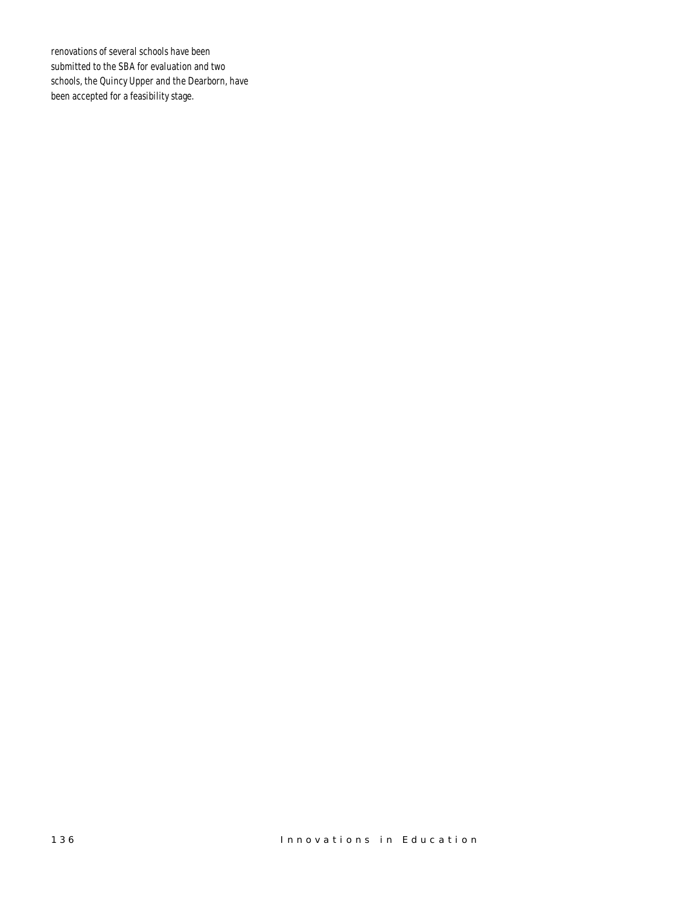renovations of several schools have been submitted to the SBA for evaluation and two schools, the Quincy Upper and the Dearborn, have been accepted for a feasibility stage.